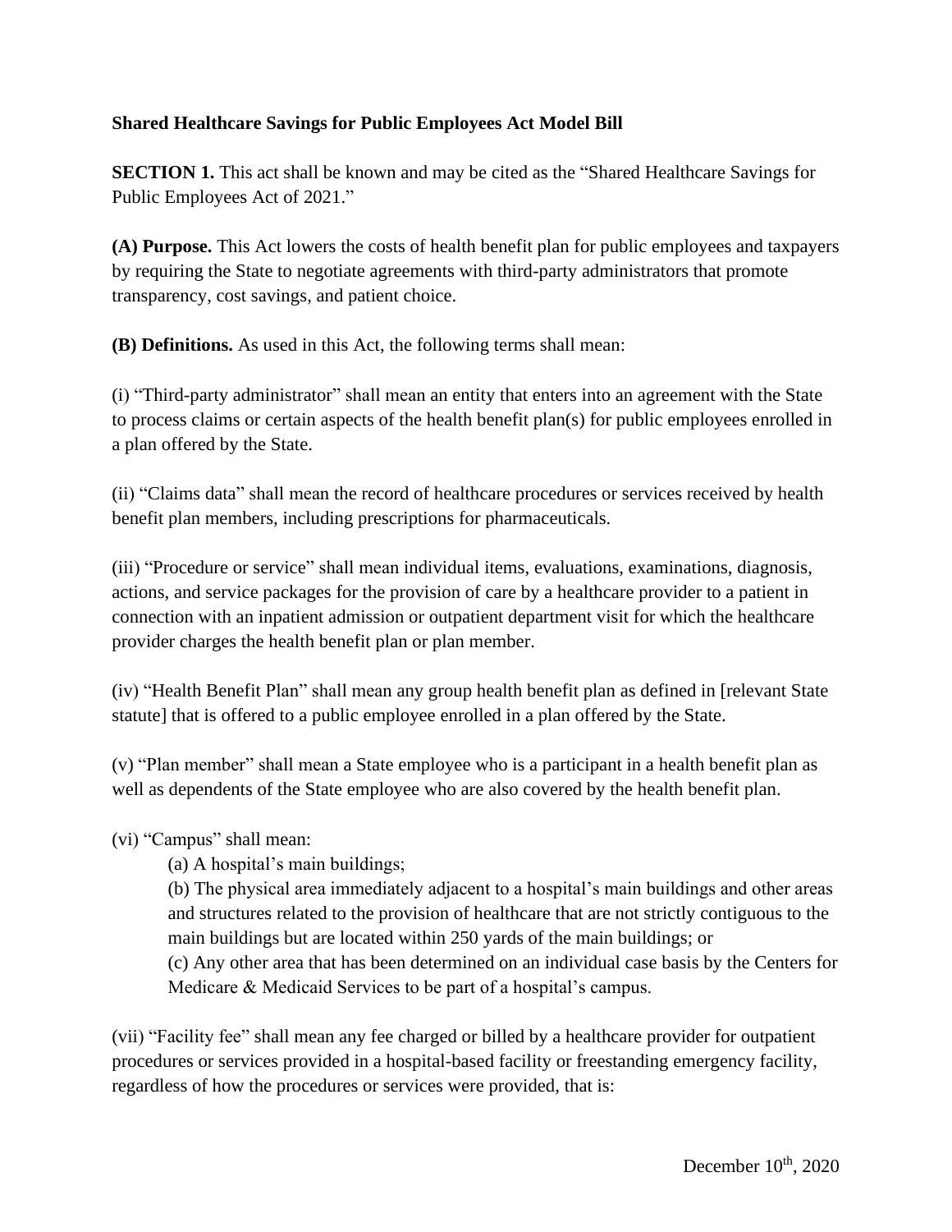**Shared Healthcare Savings for Public Employees Act Model Bill**

**SECTION 1.** This act shall be known and may be cited as the "Shared Healthcare Savings for Public Employees Act of 2021."

**(A) Purpose.** This Act lowers the costs of health benefit plan for public employees and taxpayers by requiring the State to negotiate agreements with third-party administrators that promote transparency, cost savings, and patient choice.

**(B) Definitions.** As used in this Act, the following terms shall mean:

(i) "Third-party administrator" shall mean an entity that enters into an agreement with the State to process claims or certain aspects of the health benefit plan(s) for public employees enrolled in a plan offered by the State.

(ii) "Claims data" shall mean the record of healthcare procedures or services received by health benefit plan members, including prescriptions for pharmaceuticals.

(iii) "Procedure or service" shall mean individual items, evaluations, examinations, diagnosis, actions, and service packages for the provision of care by a healthcare provider to a patient in connection with an inpatient admission or outpatient department visit for which the healthcare provider charges the health benefit plan or plan member.

(iv) "Health Benefit Plan" shall mean any group health benefit plan as defined in [relevant State statute] that is offered to a public employee enrolled in a plan offered by the State.

(v) "Plan member" shall mean a State employee who is a participant in a health benefit plan as well as dependents of the State employee who are also covered by the health benefit plan.

(vi) "Campus" shall mean:

(a) A hospital's main buildings;

(b) The physical area immediately adjacent to a hospital's main buildings and other areas and structures related to the provision of healthcare that are not strictly contiguous to the main buildings but are located within 250 yards of the main buildings; or

(c) Any other area that has been determined on an individual case basis by the Centers for Medicare & Medicaid Services to be part of a hospital's campus.

(vii) "Facility fee" shall mean any fee charged or billed by a healthcare provider for outpatient procedures or services provided in a hospital-based facility or freestanding emergency facility, regardless of how the procedures or services were provided, that is: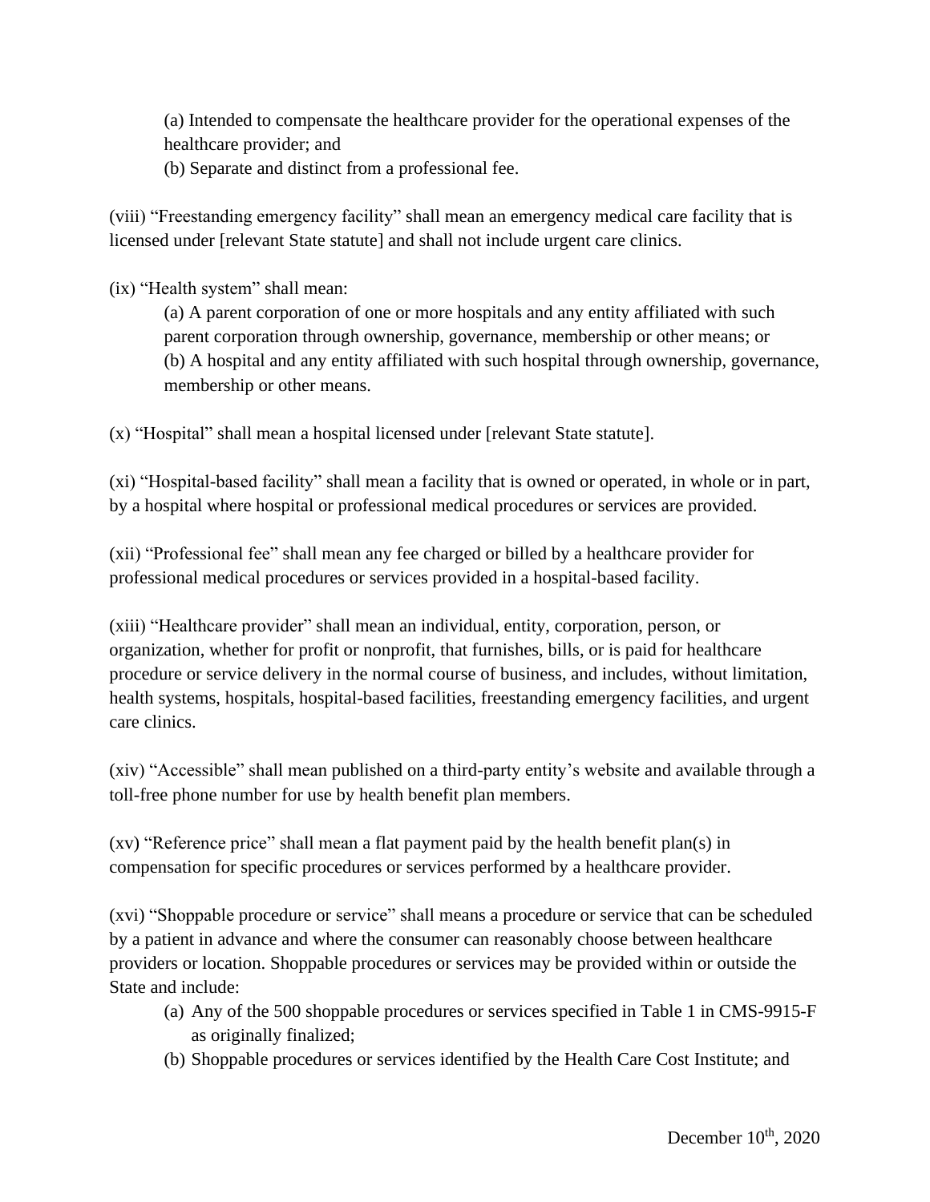(a) Intended to compensate the healthcare provider for the operational expenses of the healthcare provider; and

(b) Separate and distinct from a professional fee.

(viii) "Freestanding emergency facility" shall mean an emergency medical care facility that is licensed under [relevant State statute] and shall not include urgent care clinics.

(ix) "Health system" shall mean:

(a) A parent corporation of one or more hospitals and any entity affiliated with such parent corporation through ownership, governance, membership or other means; or

(b) A hospital and any entity affiliated with such hospital through ownership, governance, membership or other means.

(x) "Hospital" shall mean a hospital licensed under [relevant State statute].

(xi) "Hospital-based facility" shall mean a facility that is owned or operated, in whole or in part, by a hospital where hospital or professional medical procedures or services are provided.

(xii) "Professional fee" shall mean any fee charged or billed by a healthcare provider for professional medical procedures or services provided in a hospital-based facility.

(xiii) "Healthcare provider" shall mean an individual, entity, corporation, person, or organization, whether for profit or nonprofit, that furnishes, bills, or is paid for healthcare procedure or service delivery in the normal course of business, and includes, without limitation, health systems, hospitals, hospital-based facilities, freestanding emergency facilities, and urgent care clinics.

(xiv) "Accessible" shall mean published on a third-party entity's website and available through a toll-free phone number for use by health benefit plan members.

(xv) "Reference price" shall mean a flat payment paid by the health benefit plan(s) in compensation for specific procedures or services performed by a healthcare provider.

(xvi) "Shoppable procedure or service" shall means a procedure or service that can be scheduled by a patient in advance and where the consumer can reasonably choose between healthcare providers or location. Shoppable procedures or services may be provided within or outside the State and include:

(a) Any of the 500 shoppable procedures or services specified in Table 1 in CMS-9915-F as originally finalized;

(b) Shoppable procedures or services identified by the Health Care Cost Institute; and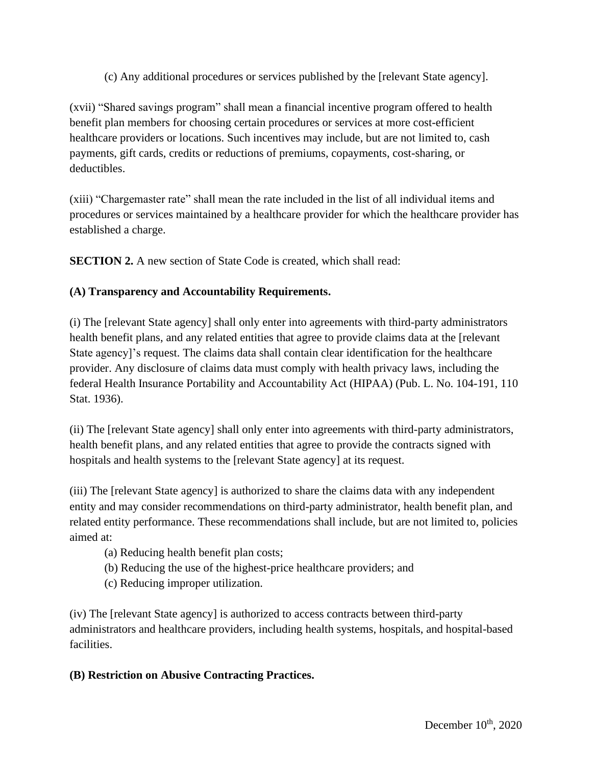(c) Any additional procedures or services published by the [relevant State agency].

(xvii) "Shared savings program" shall mean a financial incentive program offered to health benefit plan members for choosing certain procedures or services at more cost-efficient healthcare providers or locations. Such incentives may include, but are not limited to, cash payments, gift cards, credits or reductions of premiums, copayments, cost-sharing, or deductibles.

(xiii) "Chargemaster rate" shall mean the rate included in the list of all individual items and procedures or services maintained by a healthcare provider for which the healthcare provider has established a charge.

**SECTION 2.** A new section of State Code is created, which shall read:

**(A) Transparency and Accountability Requirements.**

(i) The [relevant State agency] shall only enter into agreements with third-party administrators health benefit plans, and any related entities that agree to provide claims data at the [relevant State agency]'s request. The claims data shall contain clear identification for the healthcare provider. Any disclosure of claims data must comply with health privacy laws, including the federal Health Insurance Portability and Accountability Act (HIPAA) (Pub. L. No. 104-191, 110 Stat. 1936).

(ii) The [relevant State agency] shall only enter into agreements with third-party administrators, health benefit plans, and any related entities that agree to provide the contracts signed with hospitals and health systems to the [relevant State agency] at its request.

(iii) The [relevant State agency] is authorized to share the claims data with any independent entity and may consider recommendations on third-party administrator, health benefit plan, and related entity performance. These recommendations shall include, but are not limited to, policies aimed at:

(a) Reducing health benefit plan costs;
(b) Reducing the use of the highest-price healthcare providers; and
(c) Reducing improper utilization.

(iv) The [relevant State agency] is authorized to access contracts between third-party administrators and healthcare providers, including health systems, hospitals, and hospital-based facilities.

**(B) Restriction on Abusive Contracting Practices.**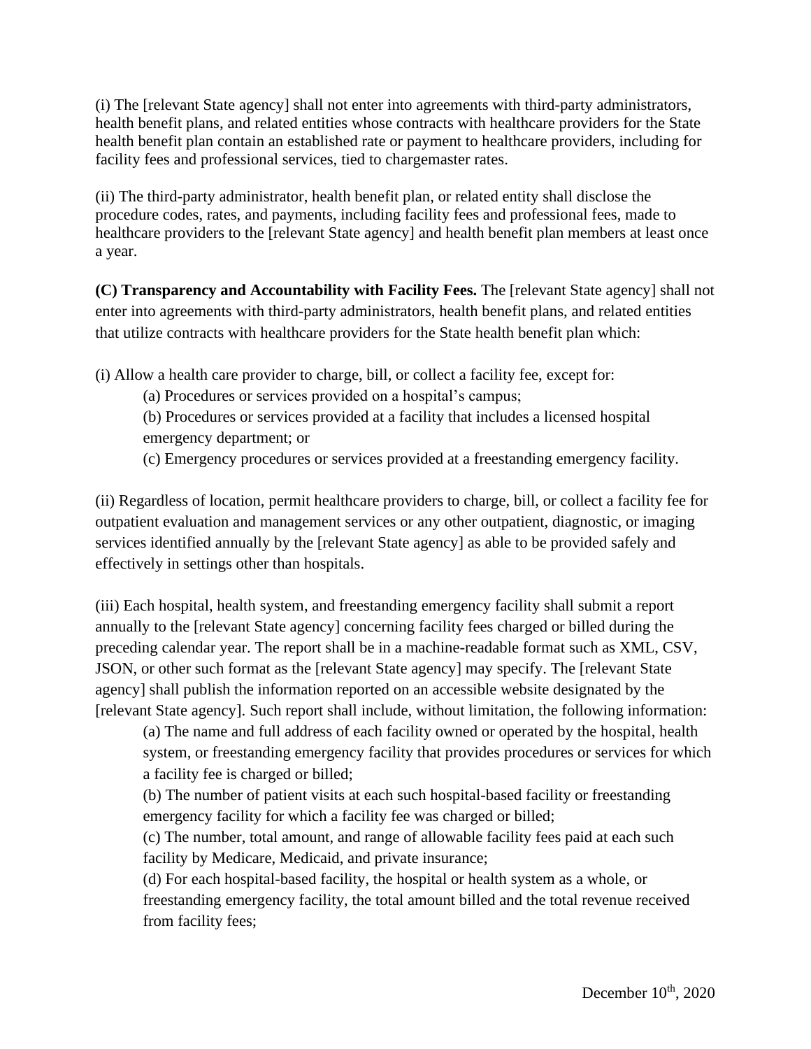(i) The [relevant State agency] shall not enter into agreements with third-party administrators, health benefit plans, and related entities whose contracts with healthcare providers for the State health benefit plan contain an established rate or payment to healthcare providers, including for facility fees and professional services, tied to chargemaster rates.

(ii) The third-party administrator, health benefit plan, or related entity shall disclose the procedure codes, rates, and payments, including facility fees and professional fees, made to healthcare providers to the [relevant State agency] and health benefit plan members at least once a year.

**(C) Transparency and Accountability with Facility Fees.** The [relevant State agency] shall not enter into agreements with third-party administrators, health benefit plans, and related entities that utilize contracts with healthcare providers for the State health benefit plan which:

(i) Allow a health care provider to charge, bill, or collect a facility fee, except for:

> (a) Procedures or services provided on a hospital's campus;
>
> (b) Procedures or services provided at a facility that includes a licensed hospital emergency department; or
>
> (c) Emergency procedures or services provided at a freestanding emergency facility.

(ii) Regardless of location, permit healthcare providers to charge, bill, or collect a facility fee for outpatient evaluation and management services or any other outpatient, diagnostic, or imaging services identified annually by the [relevant State agency] as able to be provided safely and effectively in settings other than hospitals.

(iii) Each hospital, health system, and freestanding emergency facility shall submit a report annually to the [relevant State agency] concerning facility fees charged or billed during the preceding calendar year. The report shall be in a machine-readable format such as XML, CSV, JSON, or other such format as the [relevant State agency] may specify. The [relevant State agency] shall publish the information reported on an accessible website designated by the [relevant State agency]. Such report shall include, without limitation, the following information:

> (a) The name and full address of each facility owned or operated by the hospital, health system, or freestanding emergency facility that provides procedures or services for which a facility fee is charged or billed;
>
> (b) The number of patient visits at each such hospital-based facility or freestanding emergency facility for which a facility fee was charged or billed;
>
> (c) The number, total amount, and range of allowable facility fees paid at each such facility by Medicare, Medicaid, and private insurance;
>
> (d) For each hospital-based facility, the hospital or health system as a whole, or freestanding emergency facility, the total amount billed and the total revenue received from facility fees;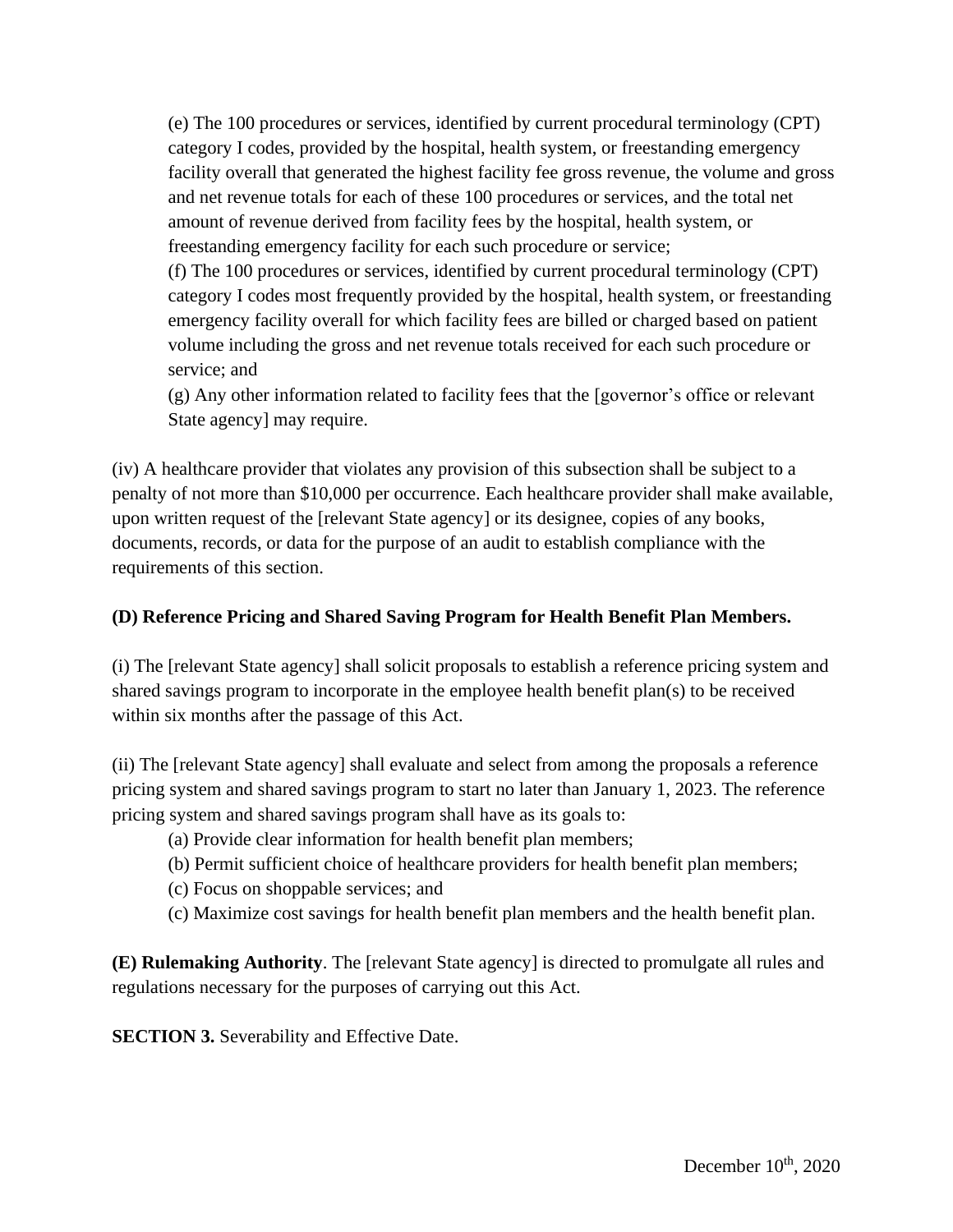(e) The 100 procedures or services, identified by current procedural terminology (CPT) category I codes, provided by the hospital, health system, or freestanding emergency facility overall that generated the highest facility fee gross revenue, the volume and gross and net revenue totals for each of these 100 procedures or services, and the total net amount of revenue derived from facility fees by the hospital, health system, or freestanding emergency facility for each such procedure or service;

(f) The 100 procedures or services, identified by current procedural terminology (CPT) category I codes most frequently provided by the hospital, health system, or freestanding emergency facility overall for which facility fees are billed or charged based on patient volume including the gross and net revenue totals received for each such procedure or service; and

(g) Any other information related to facility fees that the [governor's office or relevant State agency] may require.

(iv) A healthcare provider that violates any provision of this subsection shall be subject to a penalty of not more than $10,000 per occurrence. Each healthcare provider shall make available, upon written request of the [relevant State agency] or its designee, copies of any books, documents, records, or data for the purpose of an audit to establish compliance with the requirements of this section.

**(D) Reference Pricing and Shared Saving Program for Health Benefit Plan Members.**

(i) The [relevant State agency] shall solicit proposals to establish a reference pricing system and shared savings program to incorporate in the employee health benefit plan(s) to be received within six months after the passage of this Act.

(ii) The [relevant State agency] shall evaluate and select from among the proposals a reference pricing system and shared savings program to start no later than January 1, 2023. The reference pricing system and shared savings program shall have as its goals to:

(a) Provide clear information for health benefit plan members;

(b) Permit sufficient choice of healthcare providers for health benefit plan members;

(c) Focus on shoppable services; and

(c) Maximize cost savings for health benefit plan members and the health benefit plan.

**(E) Rulemaking Authority**. The [relevant State agency] is directed to promulgate all rules and regulations necessary for the purposes of carrying out this Act.

**SECTION 3.** Severability and Effective Date.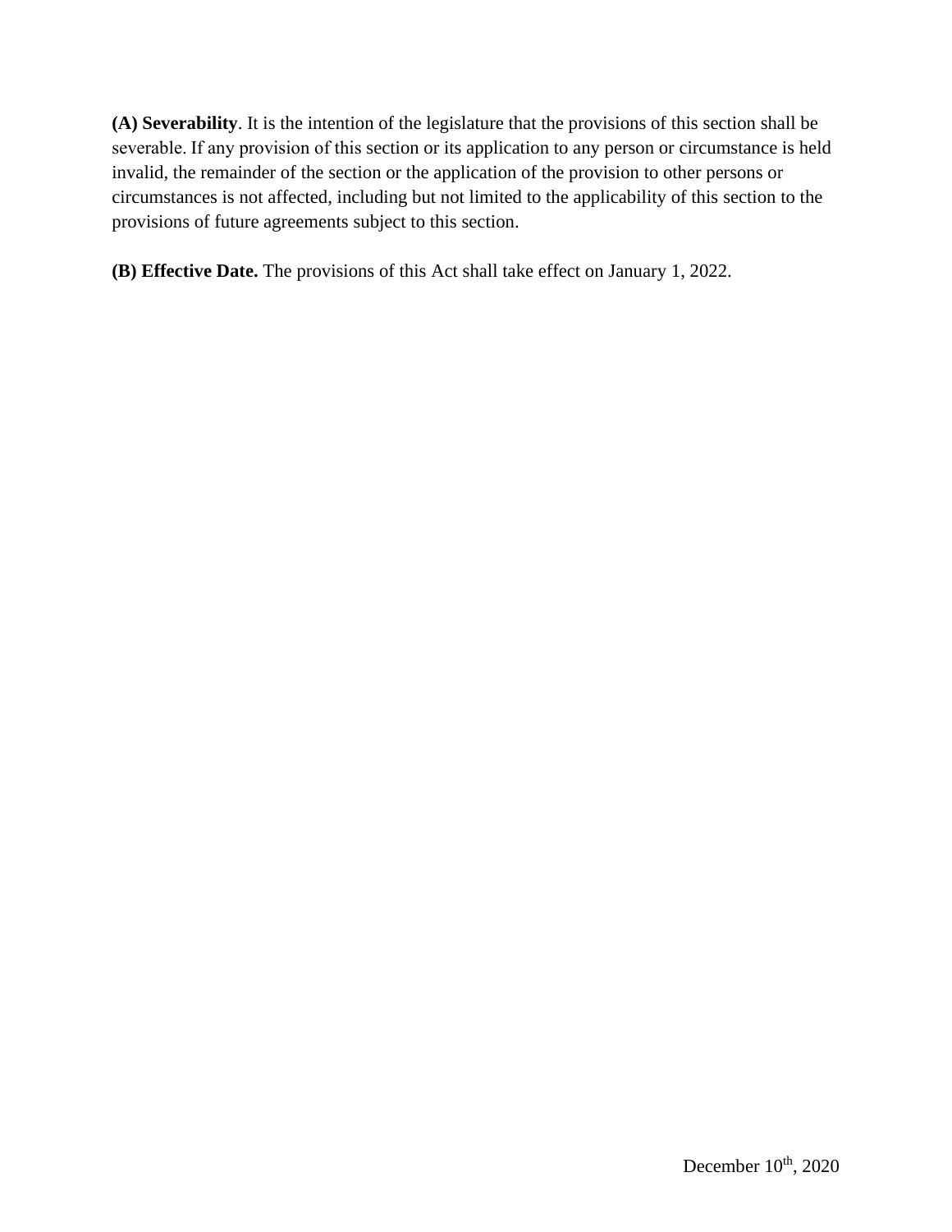**(A) Severability**. It is the intention of the legislature that the provisions of this section shall be severable. If any provision of this section or its application to any person or circumstance is held invalid, the remainder of the section or the application of the provision to other persons or circumstances is not affected, including but not limited to the applicability of this section to the provisions of future agreements subject to this section.

**(B) Effective Date.** The provisions of this Act shall take effect on January 1, 2022.

December 10th, 2020